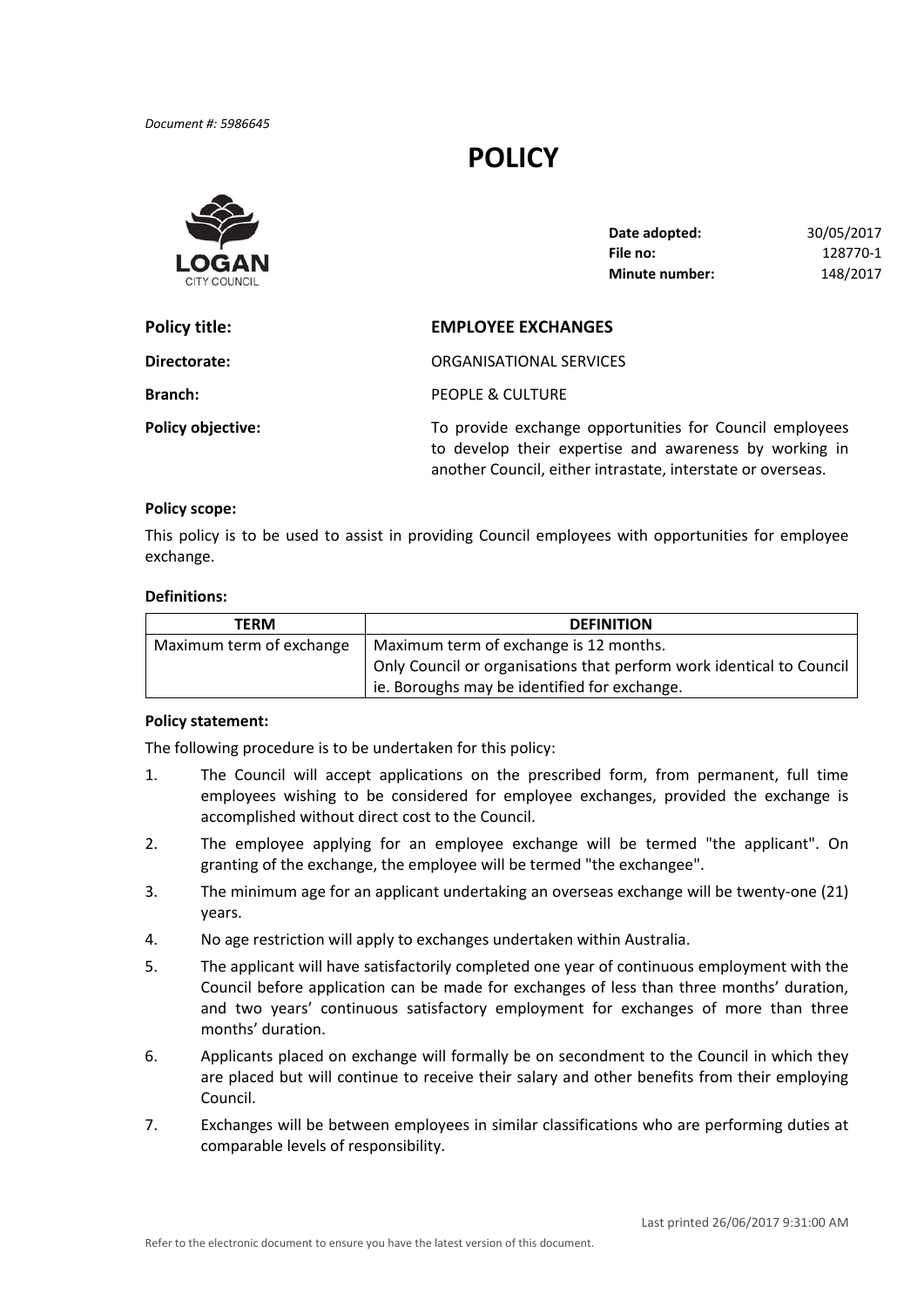*Document #: 5986645*

# POLICY

LOGAN
CITY COUNCIL

| | |
|---|---|
| **Date adopted:** | 30/05/2017 |
| **File no:** | 128770-1 |
| **Minute number:** | 148/2017 |

**Policy title:** **EMPLOYEE EXCHANGES**

**Directorate:** ORGANISATIONAL SERVICES

**Branch:** PEOPLE & CULTURE

**Policy objective:** To provide exchange opportunities for Council employees to develop their expertise and awareness by working in another Council, either intrastate, interstate or overseas.

**Policy scope:**

This policy is to be used to assist in providing Council employees with opportunities for employee exchange.

**Definitions:**

| TERM | DEFINITION |
|---|---|
| Maximum term of exchange | Maximum term of exchange is 12 months.<br>Only Council or organisations that perform work identical to Council ie. Boroughs may be identified for exchange. |

**Policy statement:**

The following procedure is to be undertaken for this policy:

1. The Council will accept applications on the prescribed form, from permanent, full time employees wishing to be considered for employee exchanges, provided the exchange is accomplished without direct cost to the Council.
2. The employee applying for an employee exchange will be termed "the applicant". On granting of the exchange, the employee will be termed "the exchangee".
3. The minimum age for an applicant undertaking an overseas exchange will be twenty-one (21) years.
4. No age restriction will apply to exchanges undertaken within Australia.
5. The applicant will have satisfactorily completed one year of continuous employment with the Council before application can be made for exchanges of less than three months' duration, and two years' continuous satisfactory employment for exchanges of more than three months' duration.
6. Applicants placed on exchange will formally be on secondment to the Council in which they are placed but will continue to receive their salary and other benefits from their employing Council.
7. Exchanges will be between employees in similar classifications who are performing duties at comparable levels of responsibility.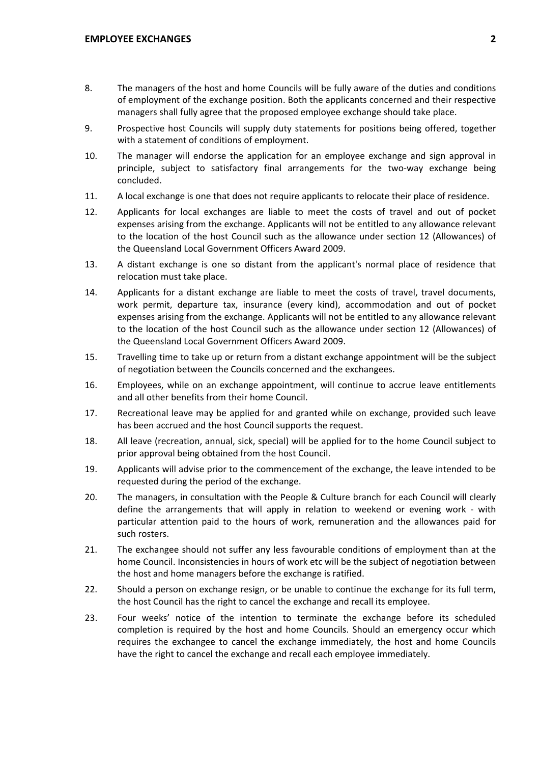8. The managers of the host and home Councils will be fully aware of the duties and conditions of employment of the exchange position. Both the applicants concerned and their respective managers shall fully agree that the proposed employee exchange should take place.

9. Prospective host Councils will supply duty statements for positions being offered, together with a statement of conditions of employment.

10. The manager will endorse the application for an employee exchange and sign approval in principle, subject to satisfactory final arrangements for the two-way exchange being concluded.

11. A local exchange is one that does not require applicants to relocate their place of residence.

12. Applicants for local exchanges are liable to meet the costs of travel and out of pocket expenses arising from the exchange. Applicants will not be entitled to any allowance relevant to the location of the host Council such as the allowance under section 12 (Allowances) of the Queensland Local Government Officers Award 2009.

13. A distant exchange is one so distant from the applicant's normal place of residence that relocation must take place.

14. Applicants for a distant exchange are liable to meet the costs of travel, travel documents, work permit, departure tax, insurance (every kind), accommodation and out of pocket expenses arising from the exchange. Applicants will not be entitled to any allowance relevant to the location of the host Council such as the allowance under section 12 (Allowances) of the Queensland Local Government Officers Award 2009.

15. Travelling time to take up or return from a distant exchange appointment will be the subject of negotiation between the Councils concerned and the exchangees.

16. Employees, while on an exchange appointment, will continue to accrue leave entitlements and all other benefits from their home Council.

17. Recreational leave may be applied for and granted while on exchange, provided such leave has been accrued and the host Council supports the request.

18. All leave (recreation, annual, sick, special) will be applied for to the home Council subject to prior approval being obtained from the host Council.

19. Applicants will advise prior to the commencement of the exchange, the leave intended to be requested during the period of the exchange.

20. The managers, in consultation with the People & Culture branch for each Council will clearly define the arrangements that will apply in relation to weekend or evening work - with particular attention paid to the hours of work, remuneration and the allowances paid for such rosters.

21. The exchangee should not suffer any less favourable conditions of employment than at the home Council. Inconsistencies in hours of work etc will be the subject of negotiation between the host and home managers before the exchange is ratified.

22. Should a person on exchange resign, or be unable to continue the exchange for its full term, the host Council has the right to cancel the exchange and recall its employee.

23. Four weeks' notice of the intention to terminate the exchange before its scheduled completion is required by the host and home Councils. Should an emergency occur which requires the exchangee to cancel the exchange immediately, the host and home Councils have the right to cancel the exchange and recall each employee immediately.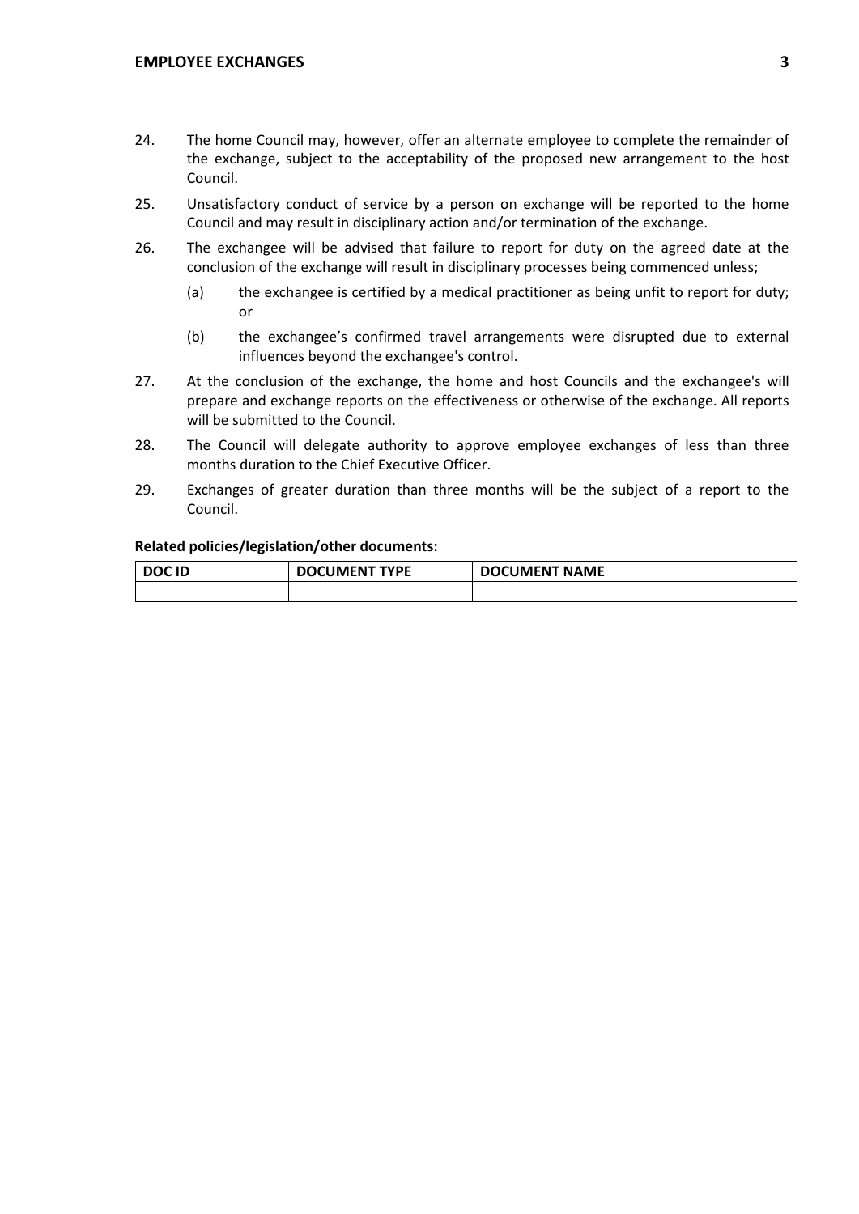24. The home Council may, however, offer an alternate employee to complete the remainder of the exchange, subject to the acceptability of the proposed new arrangement to the host Council.

25. Unsatisfactory conduct of service by a person on exchange will be reported to the home Council and may result in disciplinary action and/or termination of the exchange.

26. The exchangee will be advised that failure to report for duty on the agreed date at the conclusion of the exchange will result in disciplinary processes being commenced unless;

    (a) the exchangee is certified by a medical practitioner as being unfit to report for duty; or

    (b) the exchangee's confirmed travel arrangements were disrupted due to external influences beyond the exchangee's control.

27. At the conclusion of the exchange, the home and host Councils and the exchangee's will prepare and exchange reports on the effectiveness or otherwise of the exchange. All reports will be submitted to the Council.

28. The Council will delegate authority to approve employee exchanges of less than three months duration to the Chief Executive Officer.

29. Exchanges of greater duration than three months will be the subject of a report to the Council.

**Related policies/legislation/other documents:**

| DOC ID | DOCUMENT TYPE | DOCUMENT NAME |
|---|---|---|
| | | |